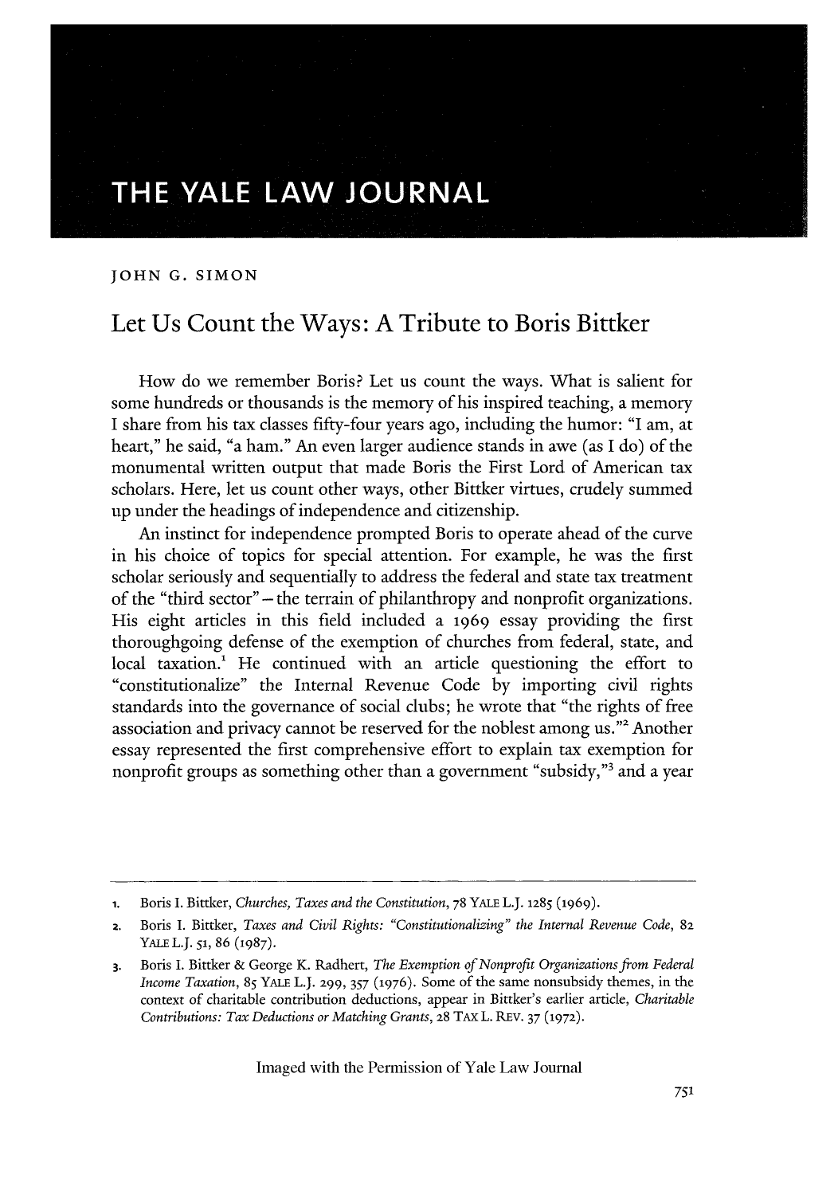# THE YALE LAW JOURNAL

JOHN G. SIMON

## Let Us Count the Ways: A Tribute to Boris Bittker

How do we remember Boris? Let us count the ways. What is salient for some hundreds or thousands is the memory of his inspired teaching, a memory I share from his tax classes fifty-four years ago, including the humor: "I am, at heart," he said, "a ham." An even larger audience stands in awe (as I do) of the monumental written output that made Boris the First Lord of American tax scholars. Here, let us count other ways, other Bittker virtues, crudely summed up under the headings of independence and citizenship.

An instinct for independence prompted Boris to operate ahead of the curve in his choice of topics for special attention. For example, he was the first scholar seriously and sequentially to address the federal and state tax treatment of the "third sector" – the terrain of philanthropy and nonprofit organizations. His eight articles in this field included a 1969 essay providing the first thoroughgoing defense of the exemption of churches from federal, state, and local taxation.[1] He continued with an article questioning the effort to "constitutionalize" the Internal Revenue Code by importing civil rights standards into the governance of social clubs; he wrote that "the rights of free association and privacy cannot be reserved for the noblest among us."[2] Another essay represented the first comprehensive effort to explain tax exemption for nonprofit groups as something other than a government "subsidy,"[3] and a year

---

1. Boris I. Bittker, *Churches, Taxes and the Constitution*, 78 YALE L.J. 1285 (1969).
2. Boris I. Bittker, *Taxes and Civil Rights: "Constitutionalizing" the Internal Revenue Code*, 82 YALE L.J. 51, 86 (1987).
3. Boris I. Bittker & George K. Radhert, *The Exemption of Nonprofit Organizations from Federal Income Taxation*, 85 YALE L.J. 299, 357 (1976). Some of the same nonsubsidy themes, in the context of charitable contribution deductions, appear in Bittker's earlier article, *Charitable Contributions: Tax Deductions or Matching Grants*, 28 TAX L. REV. 37 (1972).

Imaged with the Permission of Yale Law Journal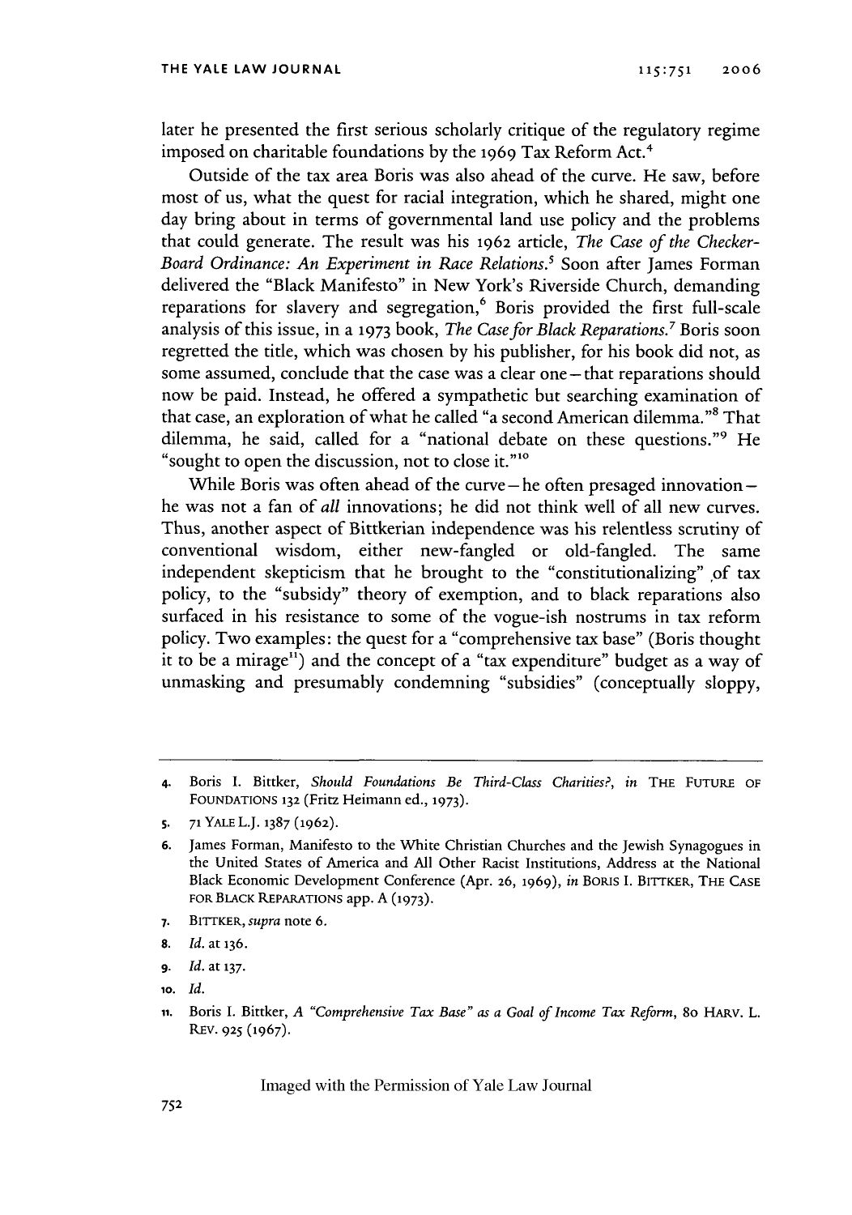later he presented the first serious scholarly critique of the regulatory regime imposed on charitable foundations by the 1969 Tax Reform Act.[4]

Outside of the tax area Boris was also ahead of the curve. He saw, before most of us, what the quest for racial integration, which he shared, might one day bring about in terms of governmental land use policy and the problems that could generate. The result was his 1962 article, *The Case of the Checker-Board Ordinance: An Experiment in Race Relations*.[5] Soon after James Forman delivered the "Black Manifesto" in New York's Riverside Church, demanding reparations for slavery and segregation,[6] Boris provided the first full-scale analysis of this issue, in a 1973 book, *The Case for Black Reparations*.[7] Boris soon regretted the title, which was chosen by his publisher, for his book did not, as some assumed, conclude that the case was a clear one – that reparations should now be paid. Instead, he offered a sympathetic but searching examination of that case, an exploration of what he called "a second American dilemma."[8] That dilemma, he said, called for a "national debate on these questions."[9] He "sought to open the discussion, not to close it."[10]

While Boris was often ahead of the curve – he often presaged innovation – he was not a fan of *all* innovations; he did not think well of all new curves. Thus, another aspect of Bittkerian independence was his relentless scrutiny of conventional wisdom, either new-fangled or old-fangled. The same independent skepticism that he brought to the "constitutionalizing" of tax policy, to the "subsidy" theory of exemption, and to black reparations also surfaced in his resistance to some of the vogue-ish nostrums in tax reform policy. Two examples: the quest for a "comprehensive tax base" (Boris thought it to be a mirage[11]) and the concept of a "tax expenditure" budget as a way of unmasking and presumably condemning "subsidies" (conceptually sloppy,

---

4. Boris I. Bittker, *Should Foundations Be Third-Class Charities?*, *in* THE FUTURE OF FOUNDATIONS 132 (Fritz Heimann ed., 1973).

5. 71 YALE L.J. 1387 (1962).

6. James Forman, Manifesto to the White Christian Churches and the Jewish Synagogues in the United States of America and All Other Racist Institutions, Address at the National Black Economic Development Conference (Apr. 26, 1969), *in* BORIS I. BITTKER, THE CASE FOR BLACK REPARATIONS app. A (1973).

7. BITTKER, *supra* note 6.

8. *Id.* at 136.

9. *Id.* at 137.

10. *Id.*

11. Boris I. Bittker, *A "Comprehensive Tax Base" as a Goal of Income Tax Reform*, 80 HARV. L. REV. 925 (1967).

Imaged with the Permission of Yale Law Journal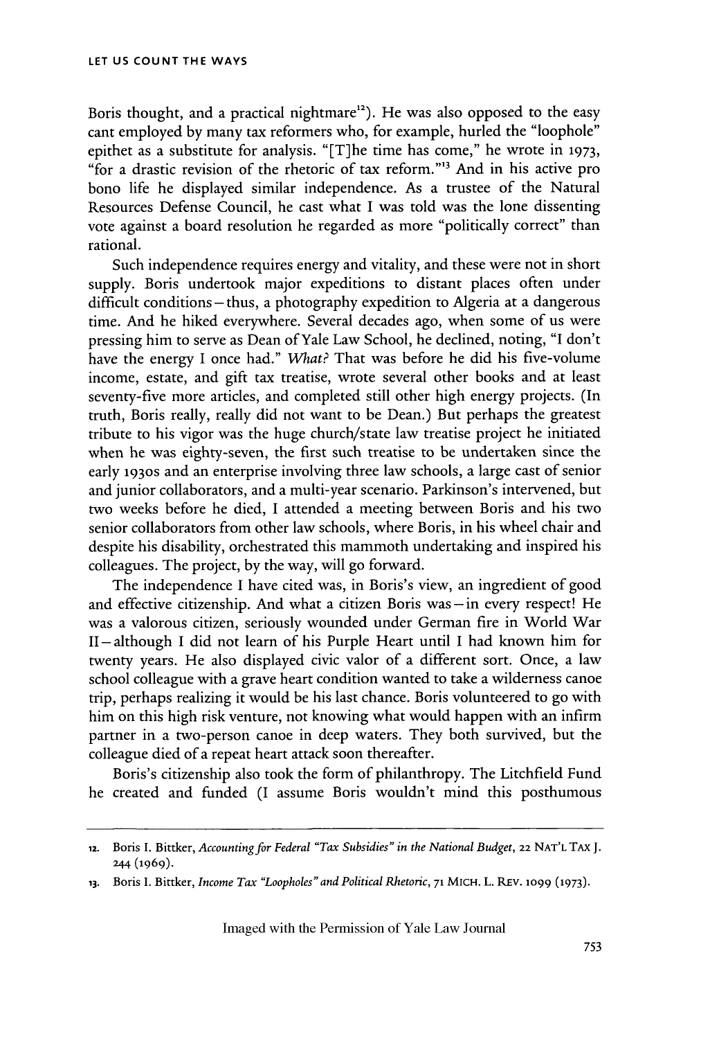Boris thought, and a practical nightmare[12]). He was also opposed to the easy cant employed by many tax reformers who, for example, hurled the "loophole" epithet as a substitute for analysis. "[T]he time has come," he wrote in 1973, "for a drastic revision of the rhetoric of tax reform."[13] And in his active pro bono life he displayed similar independence. As a trustee of the Natural Resources Defense Council, he cast what I was told was the lone dissenting vote against a board resolution he regarded as more "politically correct" than rational.

Such independence requires energy and vitality, and these were not in short supply. Boris undertook major expeditions to distant places often under difficult conditions—thus, a photography expedition to Algeria at a dangerous time. And he hiked everywhere. Several decades ago, when some of us were pressing him to serve as Dean of Yale Law School, he declined, noting, "I don't have the energy I once had." *What?* That was before he did his five-volume income, estate, and gift tax treatise, wrote several other books and at least seventy-five more articles, and completed still other high energy projects. (In truth, Boris really, really did not want to be Dean.) But perhaps the greatest tribute to his vigor was the huge church/state law treatise project he initiated when he was eighty-seven, the first such treatise to be undertaken since the early 1930s and an enterprise involving three law schools, a large cast of senior and junior collaborators, and a multi-year scenario. Parkinson's intervened, but two weeks before he died, I attended a meeting between Boris and his two senior collaborators from other law schools, where Boris, in his wheel chair and despite his disability, orchestrated this mammoth undertaking and inspired his colleagues. The project, by the way, will go forward.

The independence I have cited was, in Boris's view, an ingredient of good and effective citizenship. And what a citizen Boris was—in every respect! He was a valorous citizen, seriously wounded under German fire in World War II—although I did not learn of his Purple Heart until I had known him for twenty years. He also displayed civic valor of a different sort. Once, a law school colleague with a grave heart condition wanted to take a wilderness canoe trip, perhaps realizing it would be his last chance. Boris volunteered to go with him on this high risk venture, not knowing what would happen with an infirm partner in a two-person canoe in deep waters. They both survived, but the colleague died of a repeat heart attack soon thereafter.

Boris's citizenship also took the form of philanthropy. The Litchfield Fund he created and funded (I assume Boris wouldn't mind this posthumous

---

12. Boris I. Bittker, *Accounting for Federal "Tax Subsidies" in the National Budget*, 22 NAT'L TAX J. 244 (1969).

13. Boris I. Bittker, *Income Tax "Loopholes" and Political Rhetoric*, 71 MICH. L. REV. 1099 (1973).

Imaged with the Permission of Yale Law Journal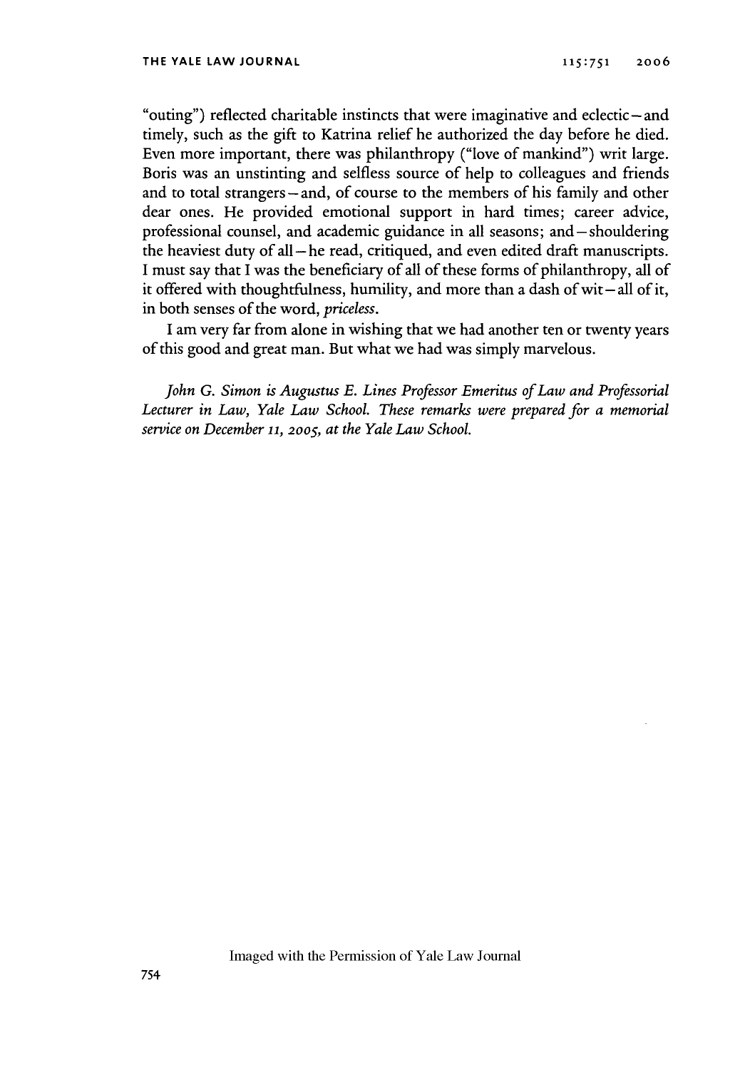"outing") reflected charitable instincts that were imaginative and eclectic—and timely, such as the gift to Katrina relief he authorized the day before he died. Even more important, there was philanthropy ("love of mankind") writ large. Boris was an unstinting and selfless source of help to colleagues and friends and to total strangers—and, of course to the members of his family and other dear ones. He provided emotional support in hard times; career advice, professional counsel, and academic guidance in all seasons; and—shouldering the heaviest duty of all—he read, critiqued, and even edited draft manuscripts. I must say that I was the beneficiary of all of these forms of philanthropy, all of it offered with thoughtfulness, humility, and more than a dash of wit—all of it, in both senses of the word, *priceless*.

I am very far from alone in wishing that we had another ten or twenty years of this good and great man. But what we had was simply marvelous.

*John G. Simon is Augustus E. Lines Professor Emeritus of Law and Professorial Lecturer in Law, Yale Law School. These remarks were prepared for a memorial service on December 11, 2005, at the Yale Law School.*